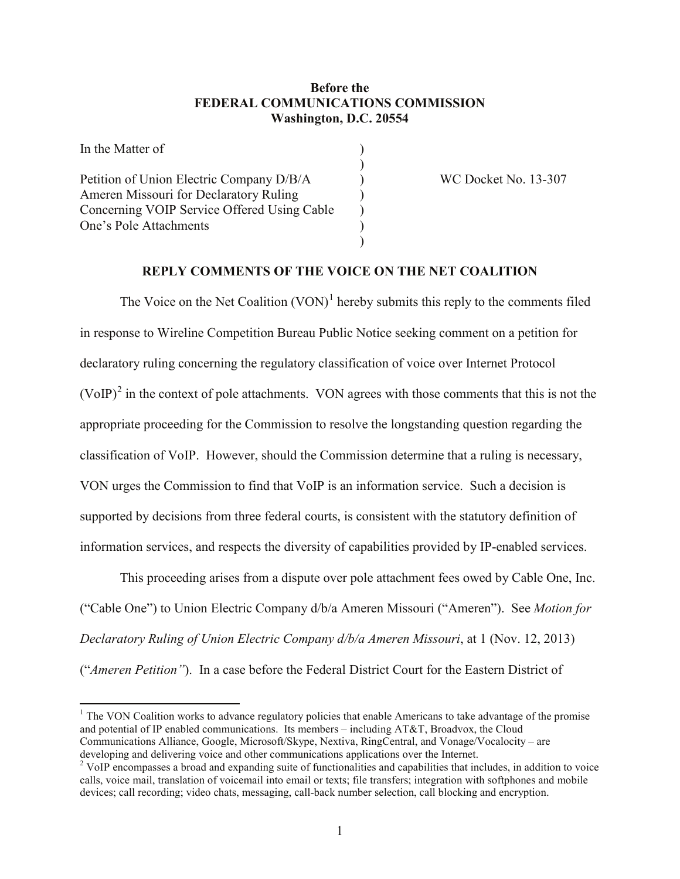**Before the**
**FEDERAL COMMUNICATIONS COMMISSION**
**Washington, D.C. 20554**

| | | |
|---|---|---|
| In the Matter of | ) | |
| | ) | |
| Petition of Union Electric Company D/B/A Ameren Missouri for Declaratory Ruling Concerning VOIP Service Offered Using Cable One's Pole Attachments | ) | WC Docket No. 13-307 |
| | ) | |

**REPLY COMMENTS OF THE VOICE ON THE NET COALITION**

The Voice on the Net Coalition (VON)[1] hereby submits this reply to the comments filed in response to Wireline Competition Bureau Public Notice seeking comment on a petition for declaratory ruling concerning the regulatory classification of voice over Internet Protocol (VoIP)[2] in the context of pole attachments. VON agrees with those comments that this is not the appropriate proceeding for the Commission to resolve the longstanding question regarding the classification of VoIP. However, should the Commission determine that a ruling is necessary, VON urges the Commission to find that VoIP is an information service. Such a decision is supported by decisions from three federal courts, is consistent with the statutory definition of information services, and respects the diversity of capabilities provided by IP-enabled services.

This proceeding arises from a dispute over pole attachment fees owed by Cable One, Inc. ("Cable One") to Union Electric Company d/b/a Ameren Missouri ("Ameren"). See *Motion for Declaratory Ruling of Union Electric Company d/b/a Ameren Missouri*, at 1 (Nov. 12, 2013) ("*Ameren Petition"*). In a case before the Federal District Court for the Eastern District of

---

[1] The VON Coalition works to advance regulatory policies that enable Americans to take advantage of the promise and potential of IP enabled communications. Its members – including AT&T, Broadvox, the Cloud Communications Alliance, Google, Microsoft/Skype, Nextiva, RingCentral, and Vonage/Vocalocity – are developing and delivering voice and other communications applications over the Internet.

[2] VoIP encompasses a broad and expanding suite of functionalities and capabilities that includes, in addition to voice calls, voice mail, translation of voicemail into email or texts; file transfers; integration with softphones and mobile devices; call recording; video chats, messaging, call-back number selection, call blocking and encryption.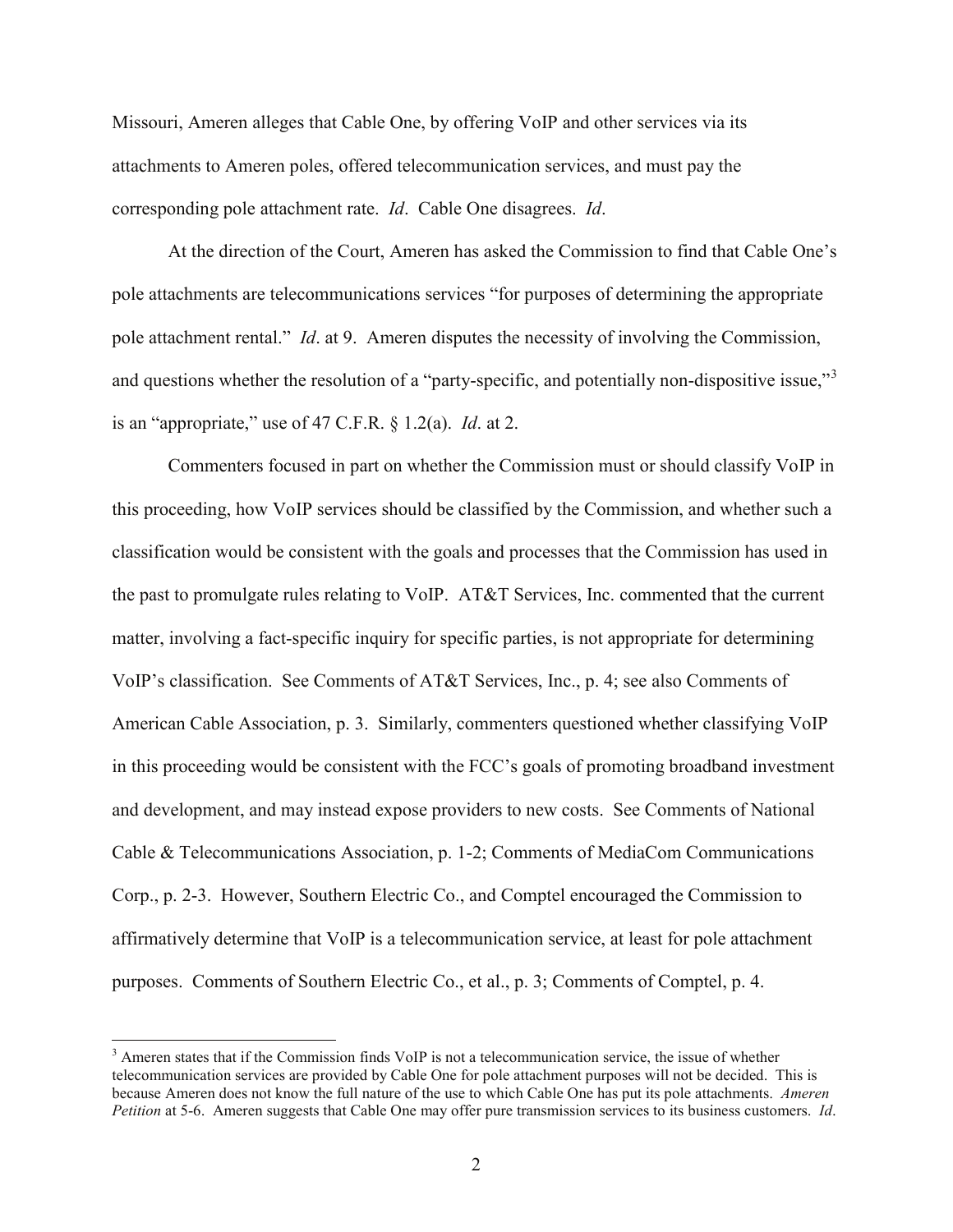Missouri, Ameren alleges that Cable One, by offering VoIP and other services via its attachments to Ameren poles, offered telecommunication services, and must pay the corresponding pole attachment rate. *Id*. Cable One disagrees. *Id*.

At the direction of the Court, Ameren has asked the Commission to find that Cable One's pole attachments are telecommunications services "for purposes of determining the appropriate pole attachment rental." *Id*. at 9. Ameren disputes the necessity of involving the Commission, and questions whether the resolution of a "party-specific, and potentially non-dispositive issue,"[3] is an "appropriate," use of 47 C.F.R. § 1.2(a). *Id*. at 2.

Commenters focused in part on whether the Commission must or should classify VoIP in this proceeding, how VoIP services should be classified by the Commission, and whether such a classification would be consistent with the goals and processes that the Commission has used in the past to promulgate rules relating to VoIP. AT&T Services, Inc. commented that the current matter, involving a fact-specific inquiry for specific parties, is not appropriate for determining VoIP's classification. See Comments of AT&T Services, Inc., p. 4; see also Comments of American Cable Association, p. 3. Similarly, commenters questioned whether classifying VoIP in this proceeding would be consistent with the FCC's goals of promoting broadband investment and development, and may instead expose providers to new costs. See Comments of National Cable & Telecommunications Association, p. 1-2; Comments of MediaCom Communications Corp., p. 2-3. However, Southern Electric Co., and Comptel encouraged the Commission to affirmatively determine that VoIP is a telecommunication service, at least for pole attachment purposes. Comments of Southern Electric Co., et al., p. 3; Comments of Comptel, p. 4.

---

[3] Ameren states that if the Commission finds VoIP is not a telecommunication service, the issue of whether telecommunication services are provided by Cable One for pole attachment purposes will not be decided. This is because Ameren does not know the full nature of the use to which Cable One has put its pole attachments. *Ameren Petition* at 5-6. Ameren suggests that Cable One may offer pure transmission services to its business customers. *Id*.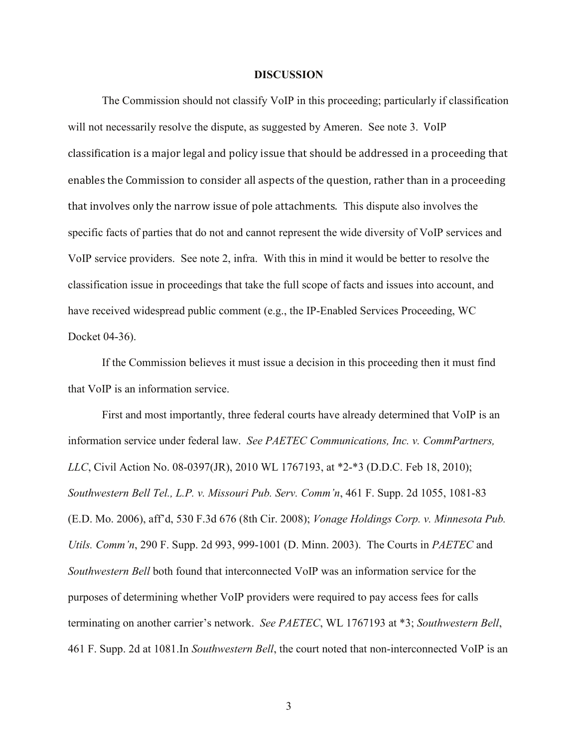**DISCUSSION**

The Commission should not classify VoIP in this proceeding; particularly if classification will not necessarily resolve the dispute, as suggested by Ameren. See note 3. VoIP classification is a major legal and policy issue that should be addressed in a proceeding that enables the Commission to consider all aspects of the question, rather than in a proceeding that involves only the narrow issue of pole attachments. This dispute also involves the specific facts of parties that do not and cannot represent the wide diversity of VoIP services and VoIP service providers. See note 2, infra. With this in mind it would be better to resolve the classification issue in proceedings that take the full scope of facts and issues into account, and have received widespread public comment (e.g., the IP-Enabled Services Proceeding, WC Docket 04-36).

If the Commission believes it must issue a decision in this proceeding then it must find that VoIP is an information service.

First and most importantly, three federal courts have already determined that VoIP is an information service under federal law. *See PAETEC Communications, Inc. v. CommPartners, LLC*, Civil Action No. 08-0397(JR), 2010 WL 1767193, at *2-*3 (D.D.C. Feb 18, 2010); *Southwestern Bell Tel., L.P. v. Missouri Pub. Serv. Comm'n*, 461 F. Supp. 2d 1055, 1081-83 (E.D. Mo. 2006), aff'd, 530 F.3d 676 (8th Cir. 2008); *Vonage Holdings Corp. v. Minnesota Pub. Utils. Comm'n*, 290 F. Supp. 2d 993, 999-1001 (D. Minn. 2003). The Courts in *PAETEC* and *Southwestern Bell* both found that interconnected VoIP was an information service for the purposes of determining whether VoIP providers were required to pay access fees for calls terminating on another carrier's network. *See PAETEC*, WL 1767193 at *3; *Southwestern Bell*, 461 F. Supp. 2d at 1081.In *Southwestern Bell*, the court noted that non-interconnected VoIP is an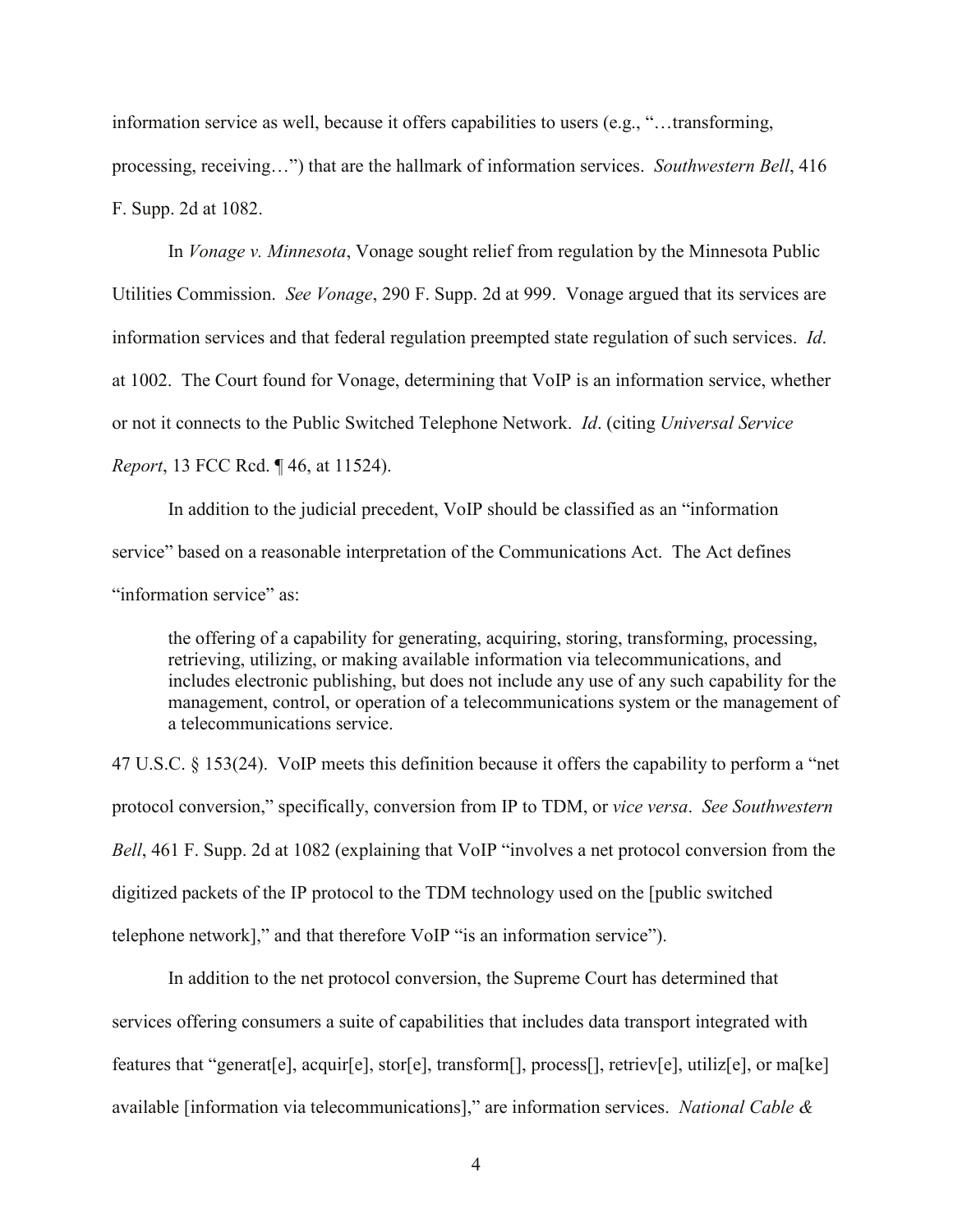information service as well, because it offers capabilities to users (e.g., "…transforming, processing, receiving…") that are the hallmark of information services. *Southwestern Bell*, 416 F. Supp. 2d at 1082.

In *Vonage v. Minnesota*, Vonage sought relief from regulation by the Minnesota Public Utilities Commission. *See Vonage*, 290 F. Supp. 2d at 999. Vonage argued that its services are information services and that federal regulation preempted state regulation of such services. *Id*. at 1002. The Court found for Vonage, determining that VoIP is an information service, whether or not it connects to the Public Switched Telephone Network. *Id*. (citing *Universal Service Report*, 13 FCC Rcd. ¶ 46, at 11524).

In addition to the judicial precedent, VoIP should be classified as an "information service" based on a reasonable interpretation of the Communications Act. The Act defines "information service" as:

> the offering of a capability for generating, acquiring, storing, transforming, processing, retrieving, utilizing, or making available information via telecommunications, and includes electronic publishing, but does not include any use of any such capability for the management, control, or operation of a telecommunications system or the management of a telecommunications service.

47 U.S.C. § 153(24). VoIP meets this definition because it offers the capability to perform a "net protocol conversion," specifically, conversion from IP to TDM, or *vice versa*. *See Southwestern Bell*, 461 F. Supp. 2d at 1082 (explaining that VoIP "involves a net protocol conversion from the digitized packets of the IP protocol to the TDM technology used on the [public switched telephone network]," and that therefore VoIP "is an information service").

In addition to the net protocol conversion, the Supreme Court has determined that services offering consumers a suite of capabilities that includes data transport integrated with features that "generat[e], acquir[e], stor[e], transform[], process[], retriev[e], utiliz[e], or ma[ke] available [information via telecommunications]," are information services. *National Cable &*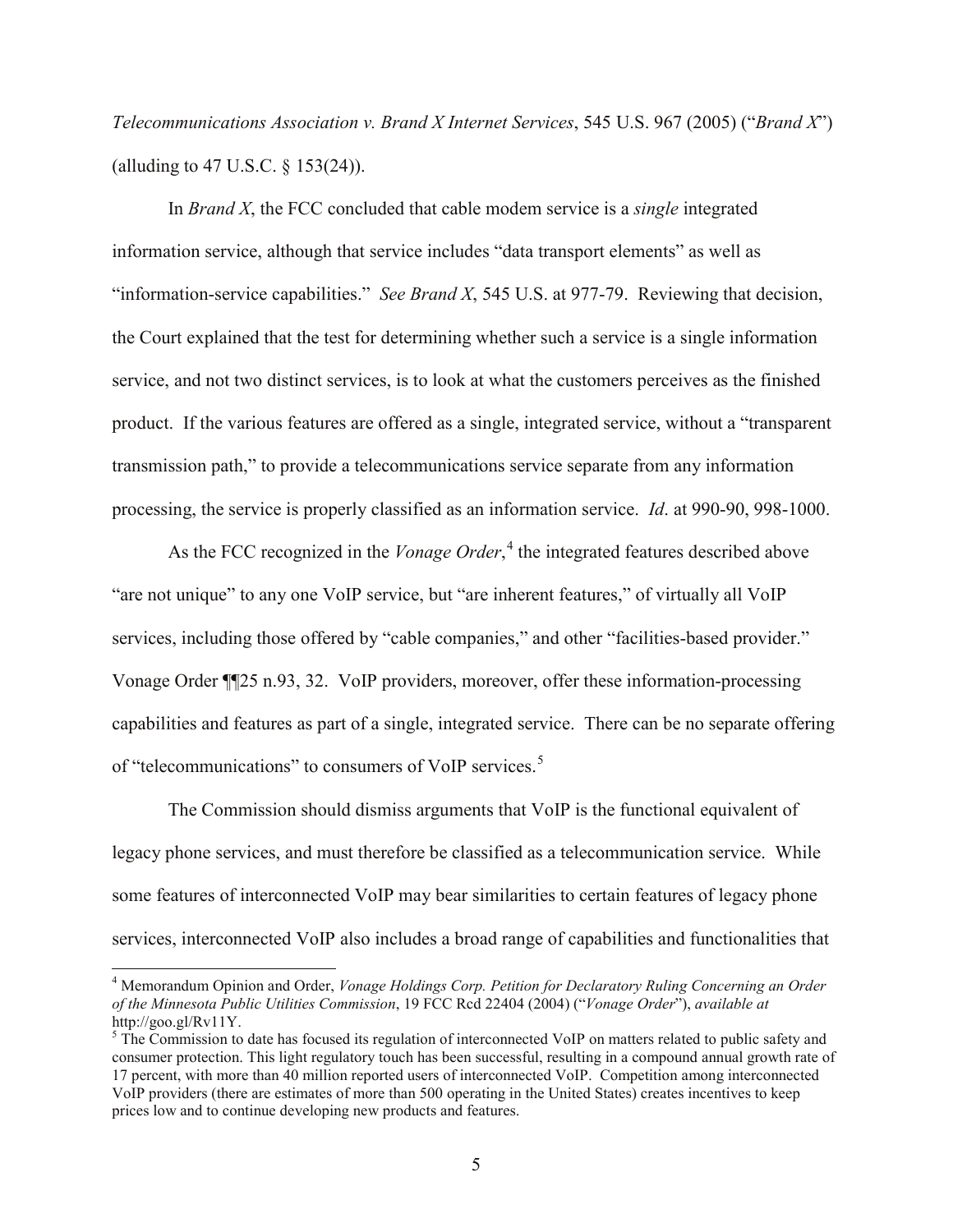*Telecommunications Association v. Brand X Internet Services*, 545 U.S. 967 (2005) ("*Brand X*") (alluding to 47 U.S.C. § 153(24)).

In *Brand X*, the FCC concluded that cable modem service is a *single* integrated information service, although that service includes "data transport elements" as well as "information-service capabilities." *See Brand X*, 545 U.S. at 977-79. Reviewing that decision, the Court explained that the test for determining whether such a service is a single information service, and not two distinct services, is to look at what the customers perceives as the finished product. If the various features are offered as a single, integrated service, without a "transparent transmission path," to provide a telecommunications service separate from any information processing, the service is properly classified as an information service. *Id*. at 990-90, 998-1000.

As the FCC recognized in the *Vonage Order*,[4] the integrated features described above "are not unique" to any one VoIP service, but "are inherent features," of virtually all VoIP services, including those offered by "cable companies," and other "facilities-based provider." Vonage Order ¶¶25 n.93, 32. VoIP providers, moreover, offer these information-processing capabilities and features as part of a single, integrated service. There can be no separate offering of "telecommunications" to consumers of VoIP services.[5]

The Commission should dismiss arguments that VoIP is the functional equivalent of legacy phone services, and must therefore be classified as a telecommunication service. While some features of interconnected VoIP may bear similarities to certain features of legacy phone services, interconnected VoIP also includes a broad range of capabilities and functionalities that

---

[4] Memorandum Opinion and Order, *Vonage Holdings Corp. Petition for Declaratory Ruling Concerning an Order of the Minnesota Public Utilities Commission*, 19 FCC Rcd 22404 (2004) ("*Vonage Order*"), *available at* http://goo.gl/Rv11Y.

[5] The Commission to date has focused its regulation of interconnected VoIP on matters related to public safety and consumer protection. This light regulatory touch has been successful, resulting in a compound annual growth rate of 17 percent, with more than 40 million reported users of interconnected VoIP. Competition among interconnected VoIP providers (there are estimates of more than 500 operating in the United States) creates incentives to keep prices low and to continue developing new products and features.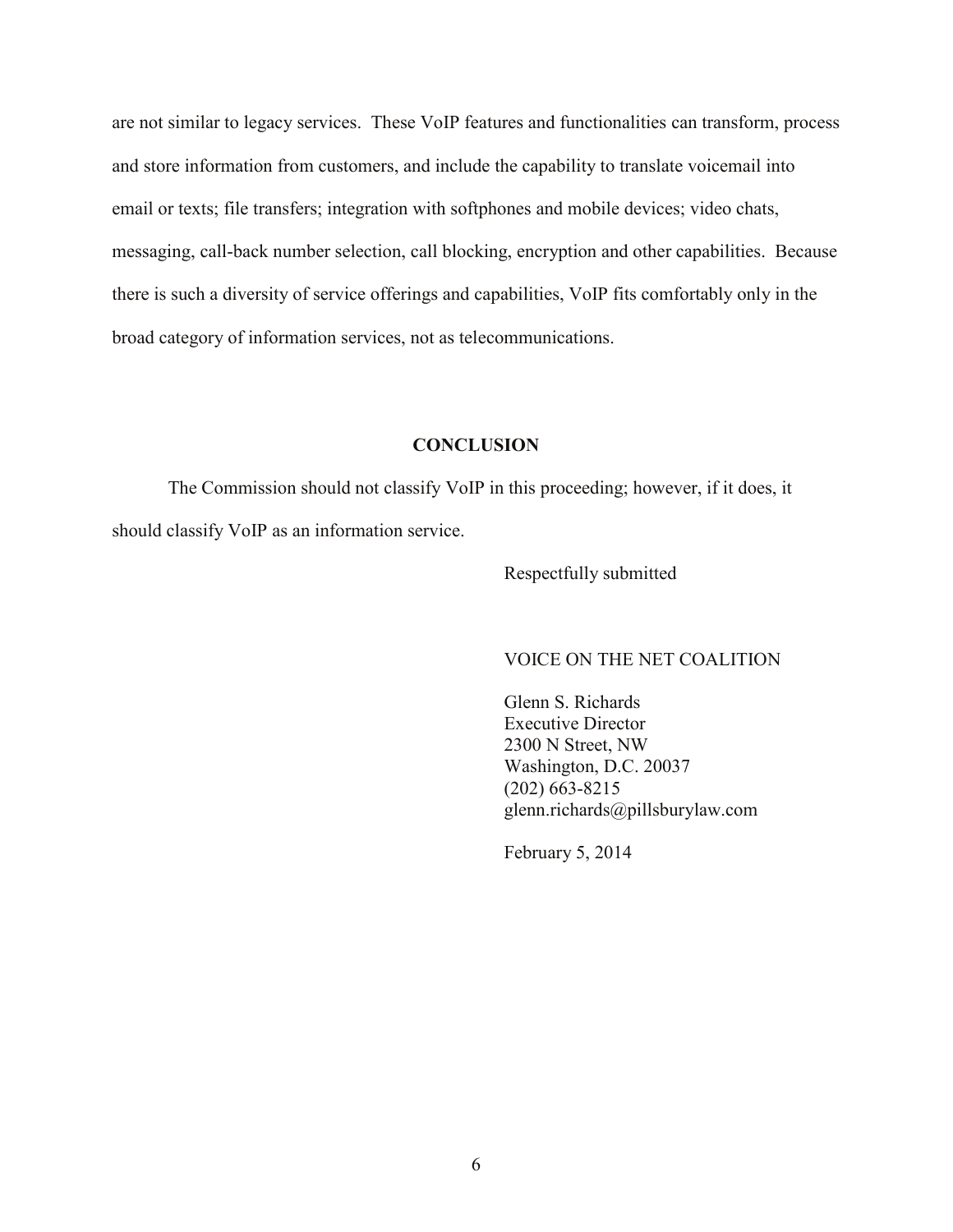are not similar to legacy services. These VoIP features and functionalities can transform, process and store information from customers, and include the capability to translate voicemail into email or texts; file transfers; integration with softphones and mobile devices; video chats, messaging, call-back number selection, call blocking, encryption and other capabilities. Because there is such a diversity of service offerings and capabilities, VoIP fits comfortably only in the broad category of information services, not as telecommunications.

## CONCLUSION

The Commission should not classify VoIP in this proceeding; however, if it does, it should classify VoIP as an information service.

Respectfully submitted

VOICE ON THE NET COALITION

Glenn S. Richards
Executive Director
2300 N Street, NW
Washington, D.C. 20037
(202) 663-8215
glenn.richards@pillsburylaw.com

February 5, 2014